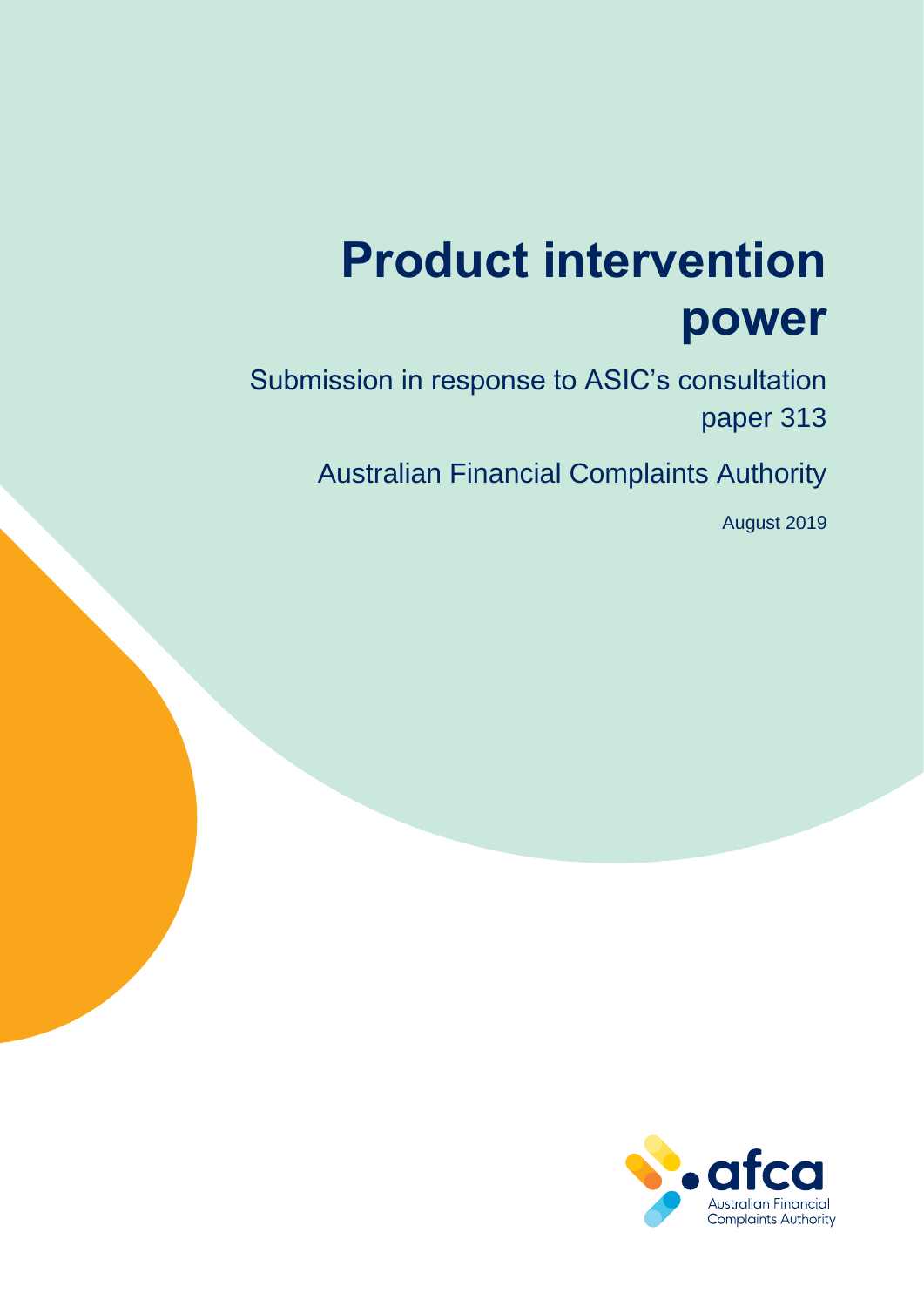# Product intervention power

Submission in response to ASIC's consultation paper 313

Australian Financial Complaints Authority

August 2019

afca
Australian Financial Complaints Authority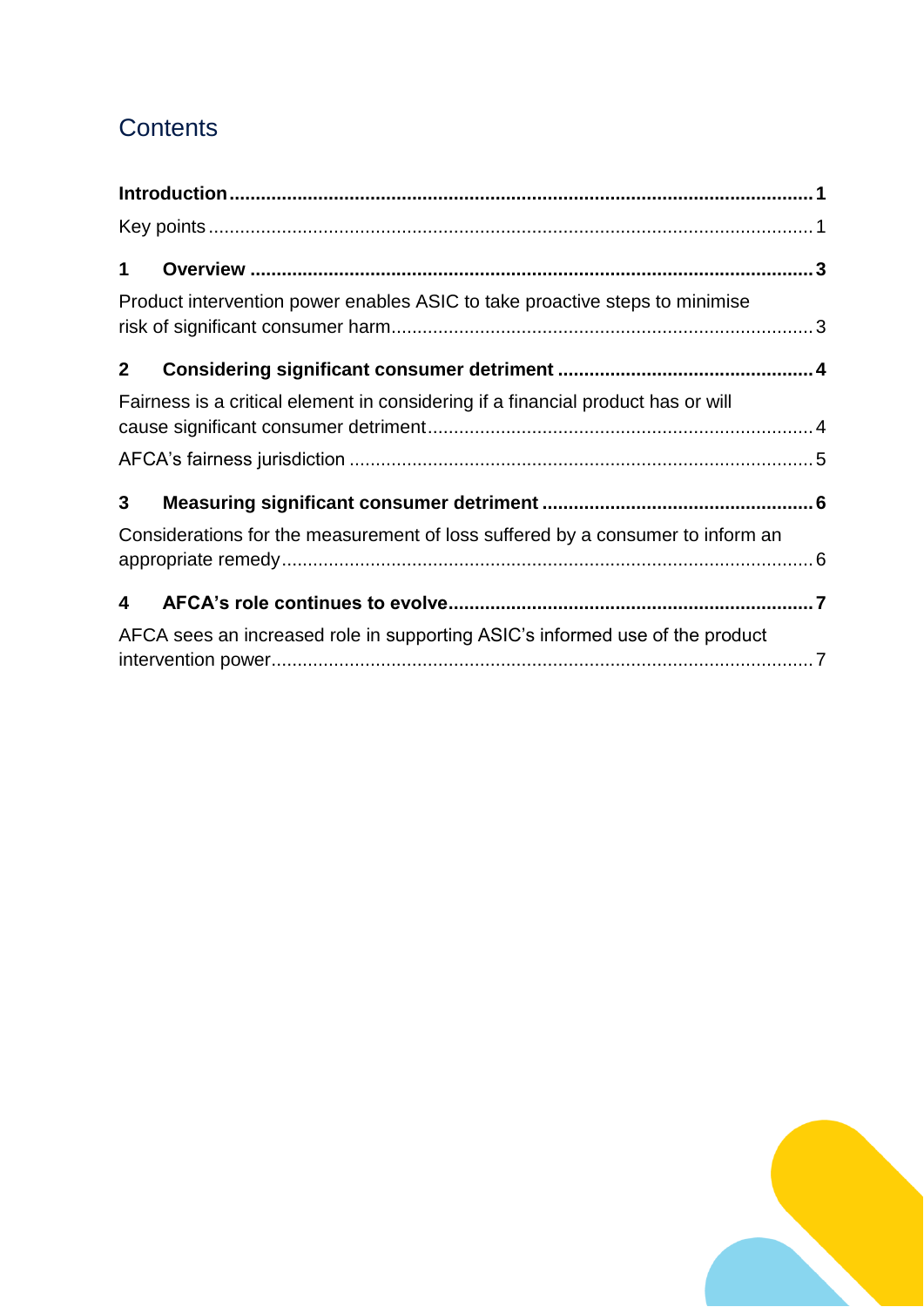## Contents

**Introduction** ..... **1**

Key points ..... 1

**1 Overview** ..... **3**

Product intervention power enables ASIC to take proactive steps to minimise risk of significant consumer harm ..... 3

**2 Considering significant consumer detriment** ..... **4**

Fairness is a critical element in considering if a financial product has or will cause significant consumer detriment ..... 4

AFCA's fairness jurisdiction ..... 5

**3 Measuring significant consumer detriment** ..... **6**

Considerations for the measurement of loss suffered by a consumer to inform an appropriate remedy ..... 6

**4 AFCA's role continues to evolve** ..... **7**

AFCA sees an increased role in supporting ASIC's informed use of the product intervention power ..... 7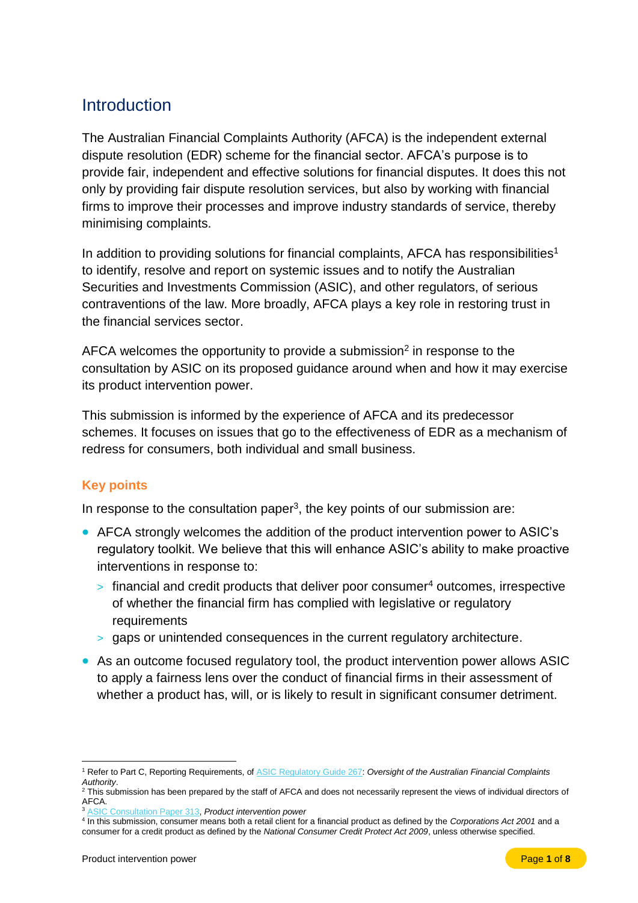# Introduction

The Australian Financial Complaints Authority (AFCA) is the independent external dispute resolution (EDR) scheme for the financial sector. AFCA's purpose is to provide fair, independent and effective solutions for financial disputes. It does this not only by providing fair dispute resolution services, but also by working with financial firms to improve their processes and improve industry standards of service, thereby minimising complaints.

In addition to providing solutions for financial complaints, AFCA has responsibilities[1] to identify, resolve and report on systemic issues and to notify the Australian Securities and Investments Commission (ASIC), and other regulators, of serious contraventions of the law. More broadly, AFCA plays a key role in restoring trust in the financial services sector.

AFCA welcomes the opportunity to provide a submission[2] in response to the consultation by ASIC on its proposed guidance around when and how it may exercise its product intervention power.

This submission is informed by the experience of AFCA and its predecessor schemes. It focuses on issues that go to the effectiveness of EDR as a mechanism of redress for consumers, both individual and small business.

### Key points

In response to the consultation paper[3], the key points of our submission are:

- AFCA strongly welcomes the addition of the product intervention power to ASIC's regulatory toolkit. We believe that this will enhance ASIC's ability to make proactive interventions in response to:
  - financial and credit products that deliver poor consumer[4] outcomes, irrespective of whether the financial firm has complied with legislative or regulatory requirements
  - gaps or unintended consequences in the current regulatory architecture.
- As an outcome focused regulatory tool, the product intervention power allows ASIC to apply a fairness lens over the conduct of financial firms in their assessment of whether a product has, will, or is likely to result in significant consumer detriment.

---

[1] Refer to Part C, Reporting Requirements, of ASIC Regulatory Guide 267: *Oversight of the Australian Financial Complaints Authority*.

[2] This submission has been prepared by the staff of AFCA and does not necessarily represent the views of individual directors of AFCA.

[3] ASIC Consultation Paper 313, *Product intervention power*

[4] In this submission, consumer means both a retail client for a financial product as defined by the *Corporations Act 2001* and a consumer for a credit product as defined by the *National Consumer Credit Protect Act 2009*, unless otherwise specified.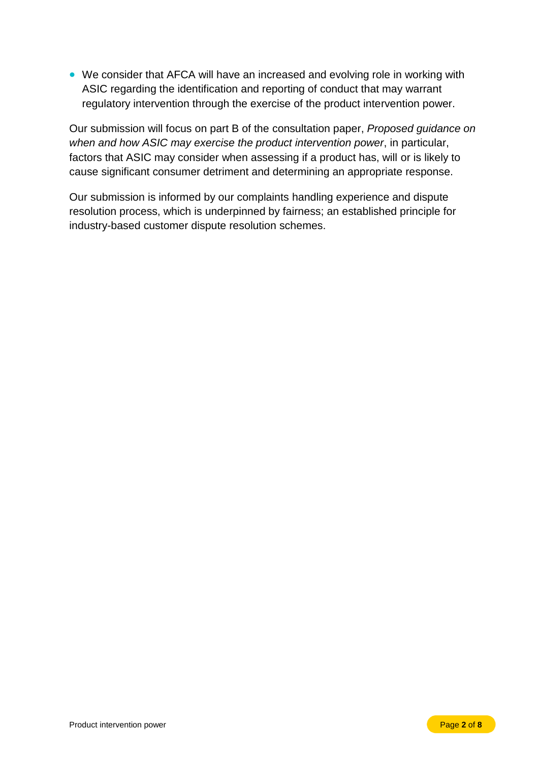- We consider that AFCA will have an increased and evolving role in working with ASIC regarding the identification and reporting of conduct that may warrant regulatory intervention through the exercise of the product intervention power.

Our submission will focus on part B of the consultation paper, *Proposed guidance on when and how ASIC may exercise the product intervention power*, in particular, factors that ASIC may consider when assessing if a product has, will or is likely to cause significant consumer detriment and determining an appropriate response.

Our submission is informed by our complaints handling experience and dispute resolution process, which is underpinned by fairness; an established principle for industry-based customer dispute resolution schemes.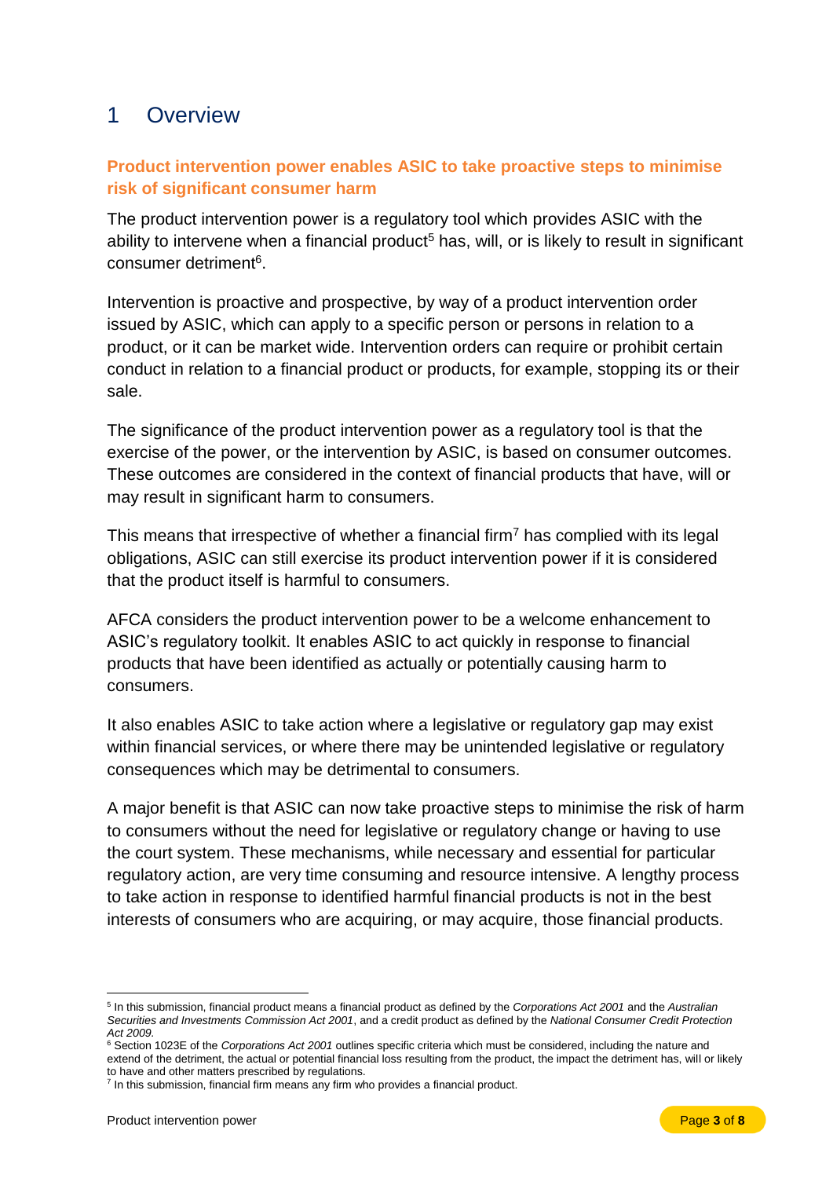# 1 Overview

## Product intervention power enables ASIC to take proactive steps to minimise risk of significant consumer harm

The product intervention power is a regulatory tool which provides ASIC with the ability to intervene when a financial product[5] has, will, or is likely to result in significant consumer detriment[6].

Intervention is proactive and prospective, by way of a product intervention order issued by ASIC, which can apply to a specific person or persons in relation to a product, or it can be market wide. Intervention orders can require or prohibit certain conduct in relation to a financial product or products, for example, stopping its or their sale.

The significance of the product intervention power as a regulatory tool is that the exercise of the power, or the intervention by ASIC, is based on consumer outcomes. These outcomes are considered in the context of financial products that have, will or may result in significant harm to consumers.

This means that irrespective of whether a financial firm[7] has complied with its legal obligations, ASIC can still exercise its product intervention power if it is considered that the product itself is harmful to consumers.

AFCA considers the product intervention power to be a welcome enhancement to ASIC's regulatory toolkit. It enables ASIC to act quickly in response to financial products that have been identified as actually or potentially causing harm to consumers.

It also enables ASIC to take action where a legislative or regulatory gap may exist within financial services, or where there may be unintended legislative or regulatory consequences which may be detrimental to consumers.

A major benefit is that ASIC can now take proactive steps to minimise the risk of harm to consumers without the need for legislative or regulatory change or having to use the court system. These mechanisms, while necessary and essential for particular regulatory action, are very time consuming and resource intensive. A lengthy process to take action in response to identified harmful financial products is not in the best interests of consumers who are acquiring, or may acquire, those financial products.

---

[5] In this submission, financial product means a financial product as defined by the *Corporations Act 2001* and the *Australian Securities and Investments Commission Act 2001*, and a credit product as defined by the *National Consumer Credit Protection Act 2009.*

[6] Section 1023E of the *Corporations Act 2001* outlines specific criteria which must be considered, including the nature and extend of the detriment, the actual or potential financial loss resulting from the product, the impact the detriment has, will or likely to have and other matters prescribed by regulations.

[7] In this submission, financial firm means any firm who provides a financial product.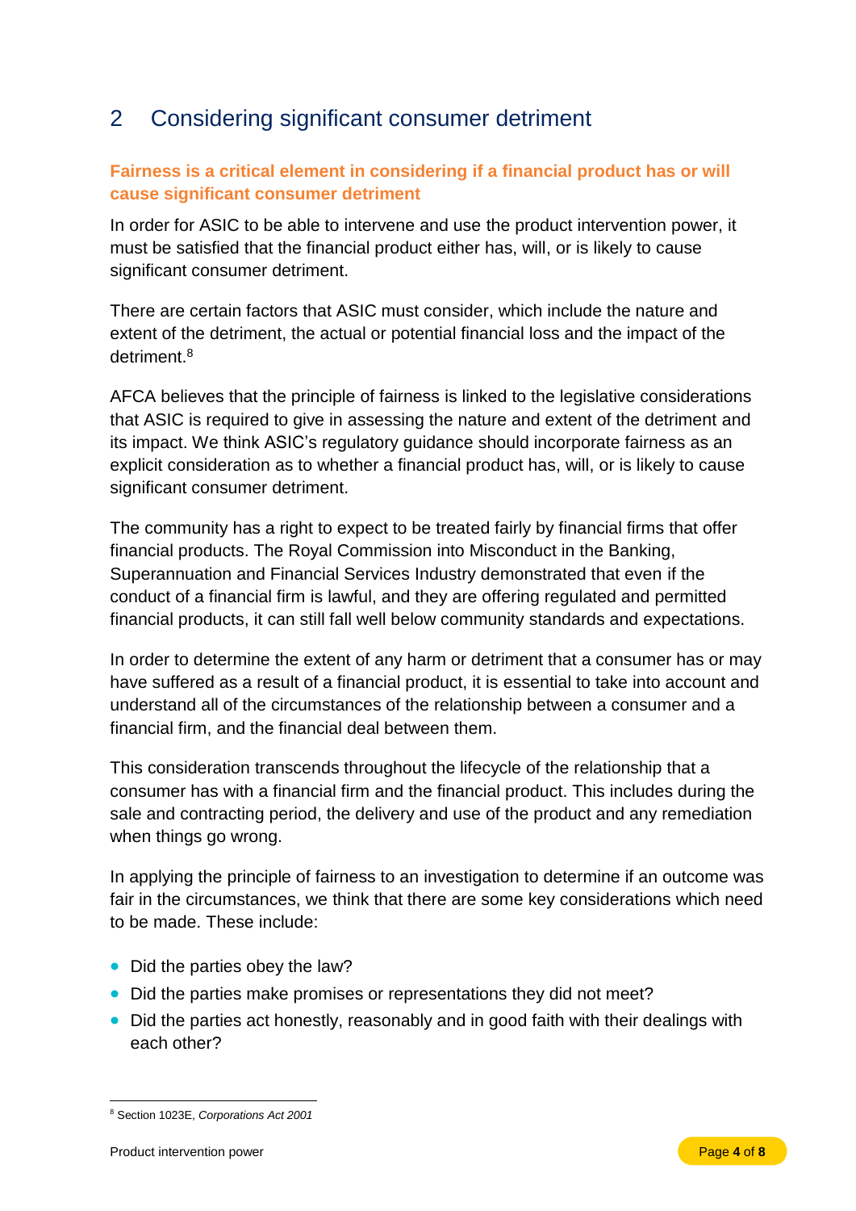## 2 Considering significant consumer detriment

### Fairness is a critical element in considering if a financial product has or will cause significant consumer detriment

In order for ASIC to be able to intervene and use the product intervention power, it must be satisfied that the financial product either has, will, or is likely to cause significant consumer detriment.

There are certain factors that ASIC must consider, which include the nature and extent of the detriment, the actual or potential financial loss and the impact of the detriment.[8]

AFCA believes that the principle of fairness is linked to the legislative considerations that ASIC is required to give in assessing the nature and extent of the detriment and its impact. We think ASIC's regulatory guidance should incorporate fairness as an explicit consideration as to whether a financial product has, will, or is likely to cause significant consumer detriment.

The community has a right to expect to be treated fairly by financial firms that offer financial products. The Royal Commission into Misconduct in the Banking, Superannuation and Financial Services Industry demonstrated that even if the conduct of a financial firm is lawful, and they are offering regulated and permitted financial products, it can still fall well below community standards and expectations.

In order to determine the extent of any harm or detriment that a consumer has or may have suffered as a result of a financial product, it is essential to take into account and understand all of the circumstances of the relationship between a consumer and a financial firm, and the financial deal between them.

This consideration transcends throughout the lifecycle of the relationship that a consumer has with a financial firm and the financial product. This includes during the sale and contracting period, the delivery and use of the product and any remediation when things go wrong.

In applying the principle of fairness to an investigation to determine if an outcome was fair in the circumstances, we think that there are some key considerations which need to be made. These include:

- Did the parties obey the law?
- Did the parties make promises or representations they did not meet?
- Did the parties act honestly, reasonably and in good faith with their dealings with each other?

[8] Section 1023E, *Corporations Act 2001*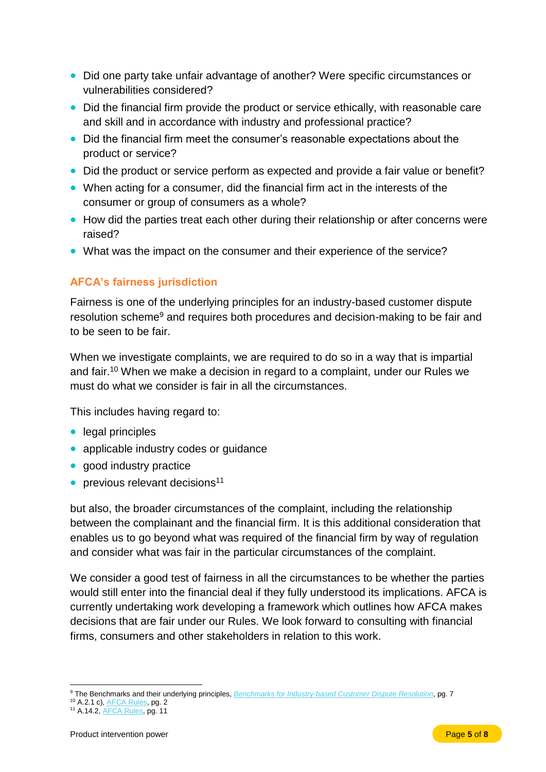- Did one party take unfair advantage of another? Were specific circumstances or vulnerabilities considered?
- Did the financial firm provide the product or service ethically, with reasonable care and skill and in accordance with industry and professional practice?
- Did the financial firm meet the consumer's reasonable expectations about the product or service?
- Did the product or service perform as expected and provide a fair value or benefit?
- When acting for a consumer, did the financial firm act in the interests of the consumer or group of consumers as a whole?
- How did the parties treat each other during their relationship or after concerns were raised?
- What was the impact on the consumer and their experience of the service?

## AFCA's fairness jurisdiction

Fairness is one of the underlying principles for an industry-based customer dispute resolution scheme[9] and requires both procedures and decision-making to be fair and to be seen to be fair.

When we investigate complaints, we are required to do so in a way that is impartial and fair.[10] When we make a decision in regard to a complaint, under our Rules we must do what we consider is fair in all the circumstances.

This includes having regard to:

- legal principles
- applicable industry codes or guidance
- good industry practice
- previous relevant decisions[11]

but also, the broader circumstances of the complaint, including the relationship between the complainant and the financial firm. It is this additional consideration that enables us to go beyond what was required of the financial firm by way of regulation and consider what was fair in the particular circumstances of the complaint.

We consider a good test of fairness in all the circumstances to be whether the parties would still enter into the financial deal if they fully understood its implications. AFCA is currently undertaking work developing a framework which outlines how AFCA makes decisions that are fair under our Rules. We look forward to consulting with financial firms, consumers and other stakeholders in relation to this work.

---

[9] The Benchmarks and their underlying principles, *Benchmarks for Industry-based Customer Dispute Resolution*, pg. 7

[10] A.2.1 c), AFCA Rules, pg. 2

[11] A.14.2, AFCA Rules, pg. 11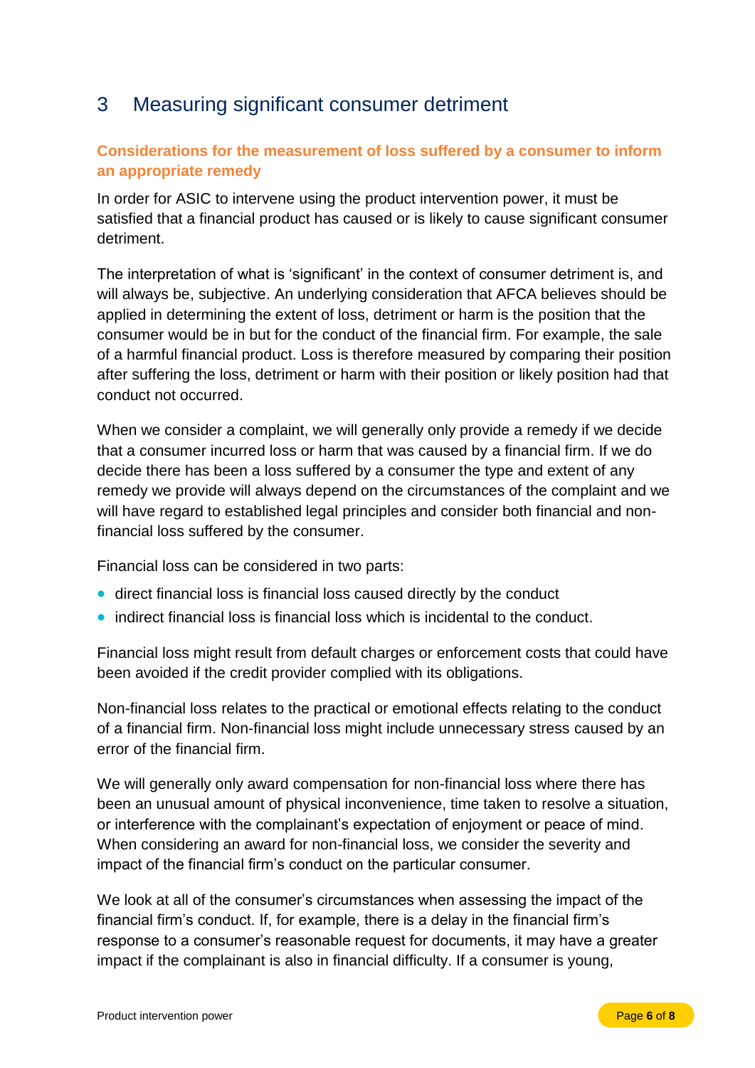# 3 Measuring significant consumer detriment

## Considerations for the measurement of loss suffered by a consumer to inform an appropriate remedy

In order for ASIC to intervene using the product intervention power, it must be satisfied that a financial product has caused or is likely to cause significant consumer detriment.

The interpretation of what is 'significant' in the context of consumer detriment is, and will always be, subjective. An underlying consideration that AFCA believes should be applied in determining the extent of loss, detriment or harm is the position that the consumer would be in but for the conduct of the financial firm. For example, the sale of a harmful financial product. Loss is therefore measured by comparing their position after suffering the loss, detriment or harm with their position or likely position had that conduct not occurred.

When we consider a complaint, we will generally only provide a remedy if we decide that a consumer incurred loss or harm that was caused by a financial firm. If we do decide there has been a loss suffered by a consumer the type and extent of any remedy we provide will always depend on the circumstances of the complaint and we will have regard to established legal principles and consider both financial and non-financial loss suffered by the consumer.

Financial loss can be considered in two parts:

- direct financial loss is financial loss caused directly by the conduct
- indirect financial loss is financial loss which is incidental to the conduct.

Financial loss might result from default charges or enforcement costs that could have been avoided if the credit provider complied with its obligations.

Non-financial loss relates to the practical or emotional effects relating to the conduct of a financial firm. Non-financial loss might include unnecessary stress caused by an error of the financial firm.

We will generally only award compensation for non-financial loss where there has been an unusual amount of physical inconvenience, time taken to resolve a situation, or interference with the complainant's expectation of enjoyment or peace of mind. When considering an award for non-financial loss, we consider the severity and impact of the financial firm's conduct on the particular consumer.

We look at all of the consumer's circumstances when assessing the impact of the financial firm's conduct. If, for example, there is a delay in the financial firm's response to a consumer's reasonable request for documents, it may have a greater impact if the complainant is also in financial difficulty. If a consumer is young,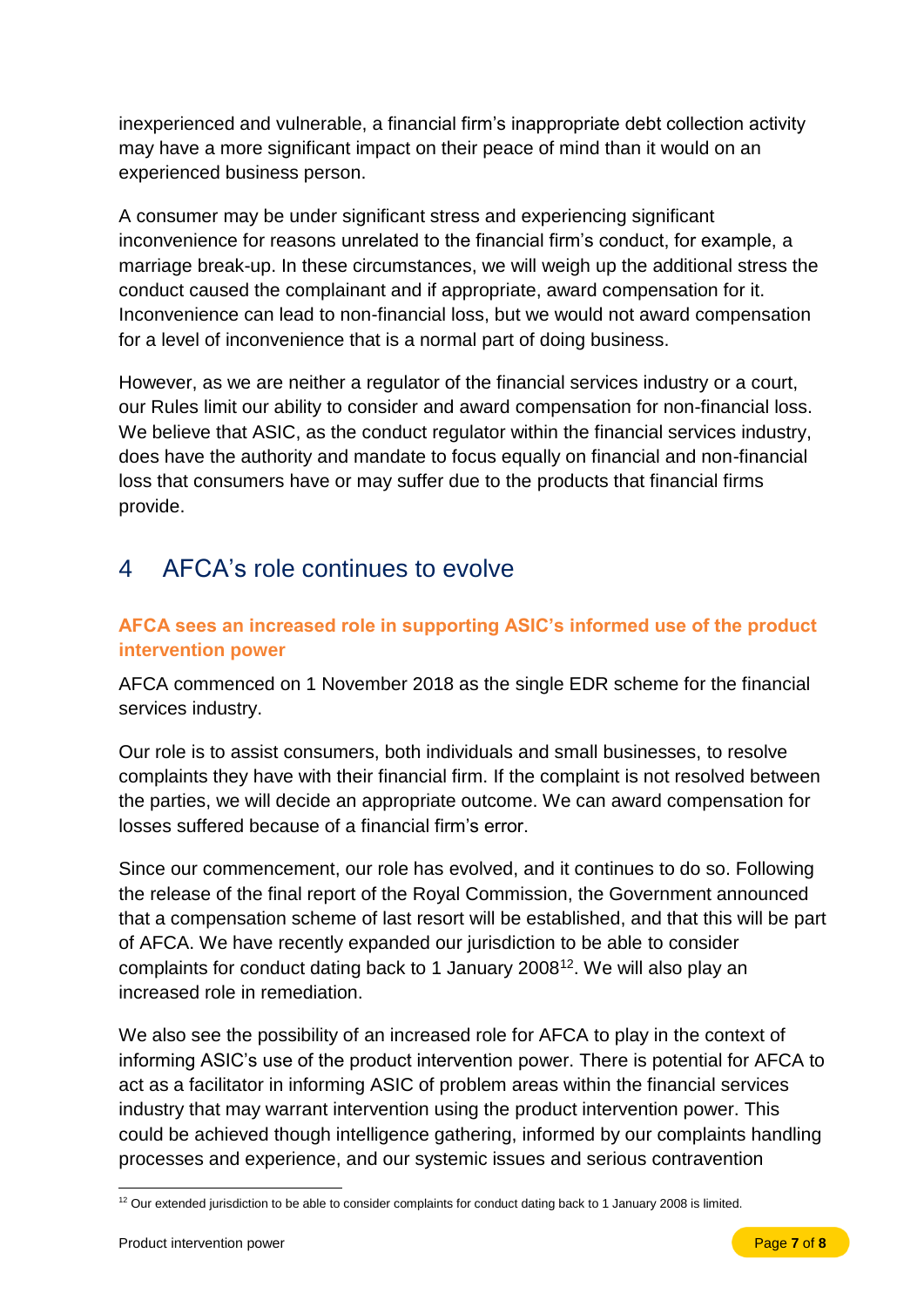inexperienced and vulnerable, a financial firm's inappropriate debt collection activity may have a more significant impact on their peace of mind than it would on an experienced business person.

A consumer may be under significant stress and experiencing significant inconvenience for reasons unrelated to the financial firm's conduct, for example, a marriage break-up. In these circumstances, we will weigh up the additional stress the conduct caused the complainant and if appropriate, award compensation for it. Inconvenience can lead to non-financial loss, but we would not award compensation for a level of inconvenience that is a normal part of doing business.

However, as we are neither a regulator of the financial services industry or a court, our Rules limit our ability to consider and award compensation for non-financial loss. We believe that ASIC, as the conduct regulator within the financial services industry, does have the authority and mandate to focus equally on financial and non-financial loss that consumers have or may suffer due to the products that financial firms provide.

## 4 AFCA's role continues to evolve

### AFCA sees an increased role in supporting ASIC's informed use of the product intervention power

AFCA commenced on 1 November 2018 as the single EDR scheme for the financial services industry.

Our role is to assist consumers, both individuals and small businesses, to resolve complaints they have with their financial firm. If the complaint is not resolved between the parties, we will decide an appropriate outcome. We can award compensation for losses suffered because of a financial firm's error.

Since our commencement, our role has evolved, and it continues to do so. Following the release of the final report of the Royal Commission, the Government announced that a compensation scheme of last resort will be established, and that this will be part of AFCA. We have recently expanded our jurisdiction to be able to consider complaints for conduct dating back to 1 January 2008[12]. We will also play an increased role in remediation.

We also see the possibility of an increased role for AFCA to play in the context of informing ASIC's use of the product intervention power. There is potential for AFCA to act as a facilitator in informing ASIC of problem areas within the financial services industry that may warrant intervention using the product intervention power. This could be achieved though intelligence gathering, informed by our complaints handling processes and experience, and our systemic issues and serious contravention

[12] Our extended jurisdiction to be able to consider complaints for conduct dating back to 1 January 2008 is limited.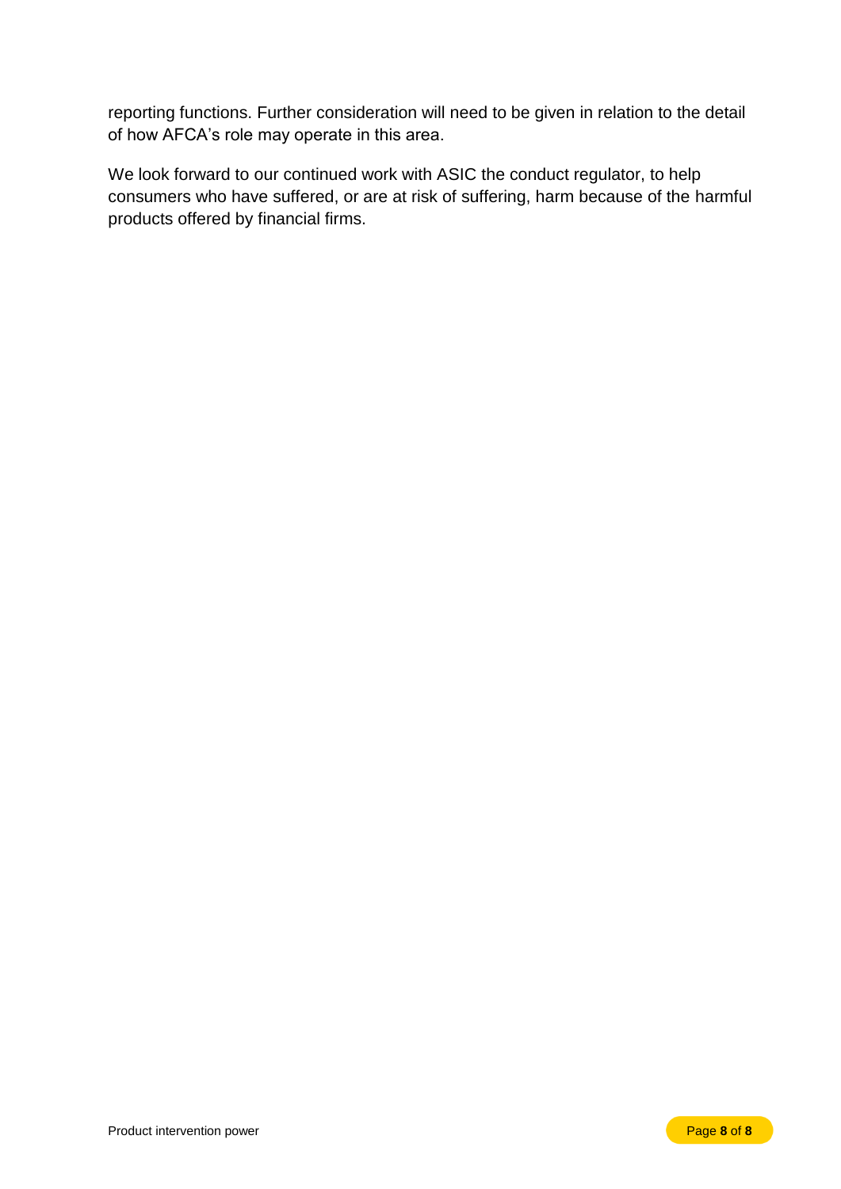reporting functions. Further consideration will need to be given in relation to the detail of how AFCA's role may operate in this area.

We look forward to our continued work with ASIC the conduct regulator, to help consumers who have suffered, or are at risk of suffering, harm because of the harmful products offered by financial firms.